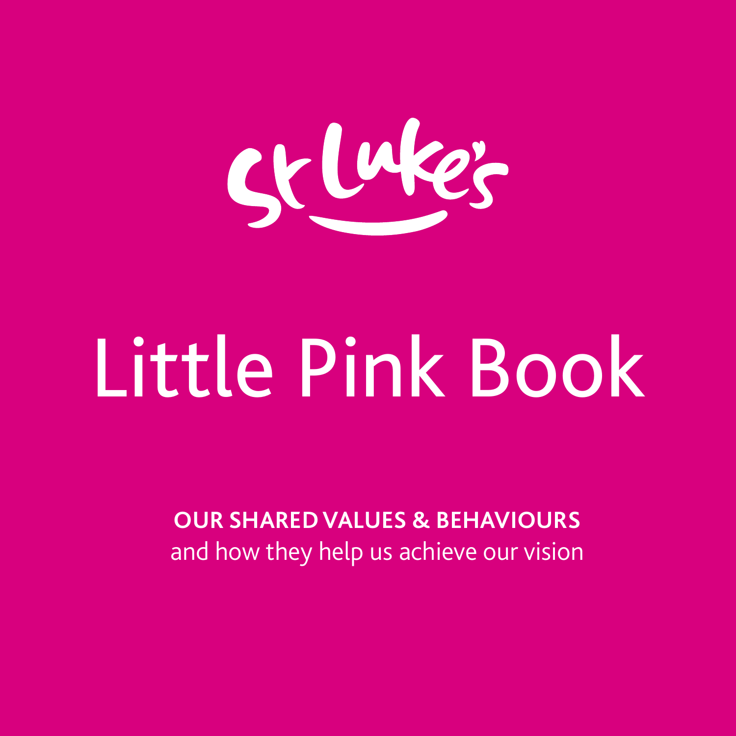St Luke's

# Little Pink Book

**OUR SHARED VALUES & BEHAVIOURS**
and how they help us achieve our vision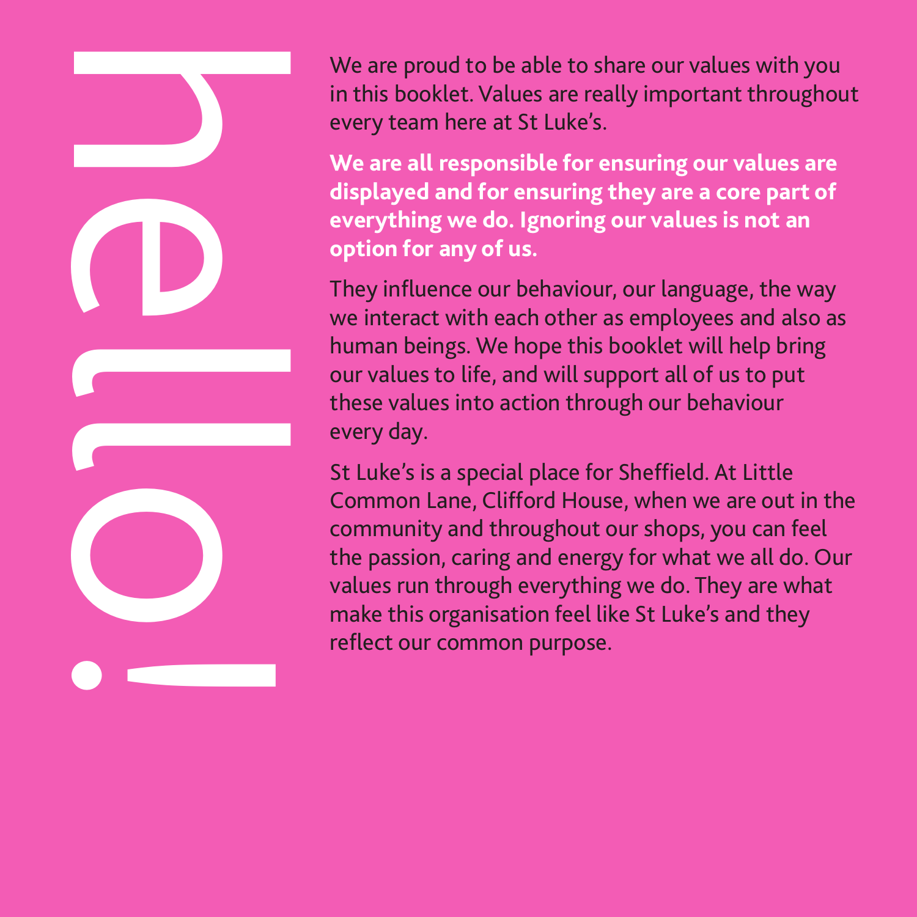# hello!

We are proud to be able to share our values with you in this booklet. Values are really important throughout every team here at St Luke's.

**We are all responsible for ensuring our values are displayed and for ensuring they are a core part of everything we do. Ignoring our values is not an option for any of us.**

They influence our behaviour, our language, the way we interact with each other as employees and also as human beings. We hope this booklet will help bring our values to life, and will support all of us to put these values into action through our behaviour every day.

St Luke's is a special place for Sheffield. At Little Common Lane, Clifford House, when we are out in the community and throughout our shops, you can feel the passion, caring and energy for what we all do. Our values run through everything we do. They are what make this organisation feel like St Luke's and they reflect our common purpose.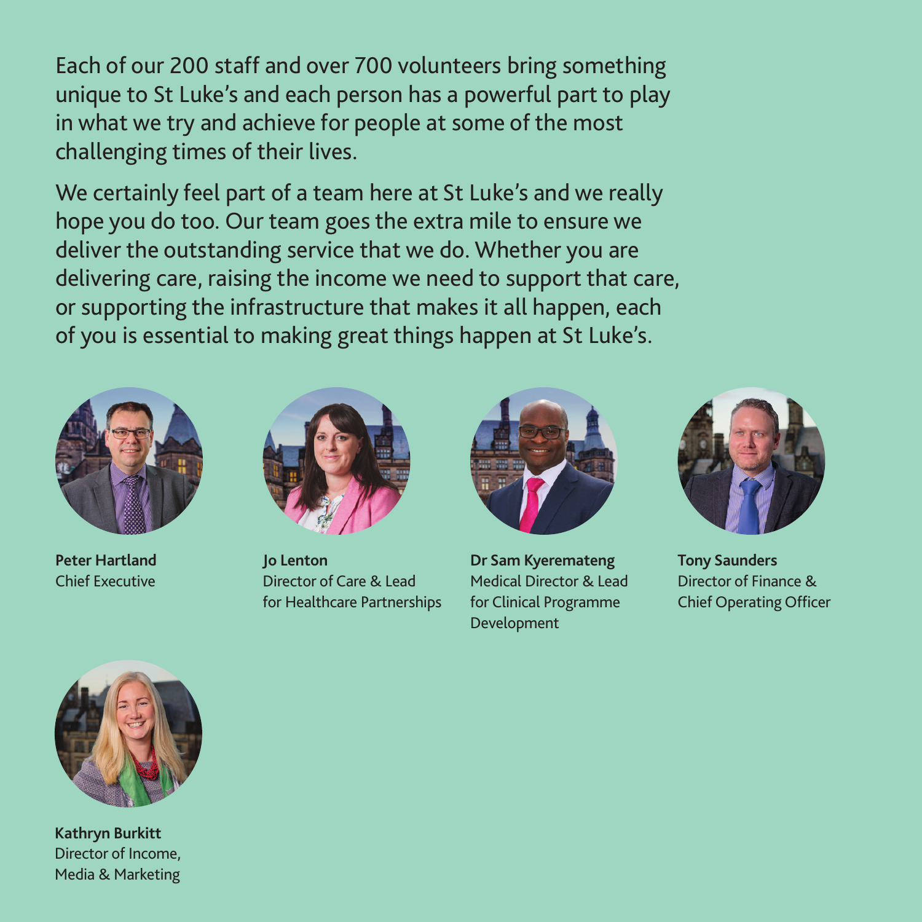Each of our 200 staff and over 700 volunteers bring something unique to St Luke's and each person has a powerful part to play in what we try and achieve for people at some of the most challenging times of their lives.

We certainly feel part of a team here at St Luke's and we really hope you do too. Our team goes the extra mile to ensure we deliver the outstanding service that we do. Whether you are delivering care, raising the income we need to support that care, or supporting the infrastructure that makes it all happen, each of you is essential to making great things happen at St Luke's.

**Peter Hartland**
Chief Executive

**Jo Lenton**
Director of Care & Lead for Healthcare Partnerships

**Dr Sam Kyeremateng**
Medical Director & Lead for Clinical Programme Development

**Tony Saunders**
Director of Finance & Chief Operating Officer

**Kathryn Burkitt**
Director of Income, Media & Marketing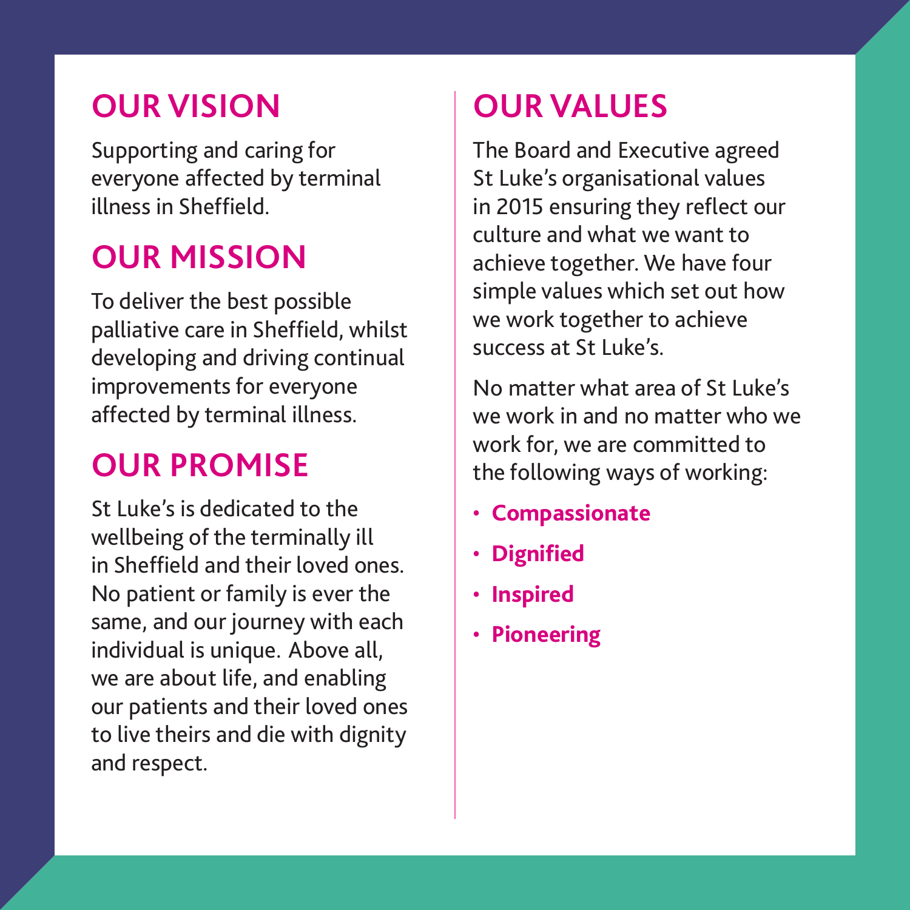## OUR VISION

Supporting and caring for everyone affected by terminal illness in Sheffield.

## OUR MISSION

To deliver the best possible palliative care in Sheffield, whilst developing and driving continual improvements for everyone affected by terminal illness.

## OUR PROMISE

St Luke's is dedicated to the wellbeing of the terminally ill in Sheffield and their loved ones. No patient or family is ever the same, and our journey with each individual is unique. Above all, we are about life, and enabling our patients and their loved ones to live theirs and die with dignity and respect.

## OUR VALUES

The Board and Executive agreed St Luke's organisational values in 2015 ensuring they reflect our culture and what we want to achieve together. We have four simple values which set out how we work together to achieve success at St Luke's.

No matter what area of St Luke's we work in and no matter who we work for, we are committed to the following ways of working:

- **Compassionate**
- **Dignified**
- **Inspired**
- **Pioneering**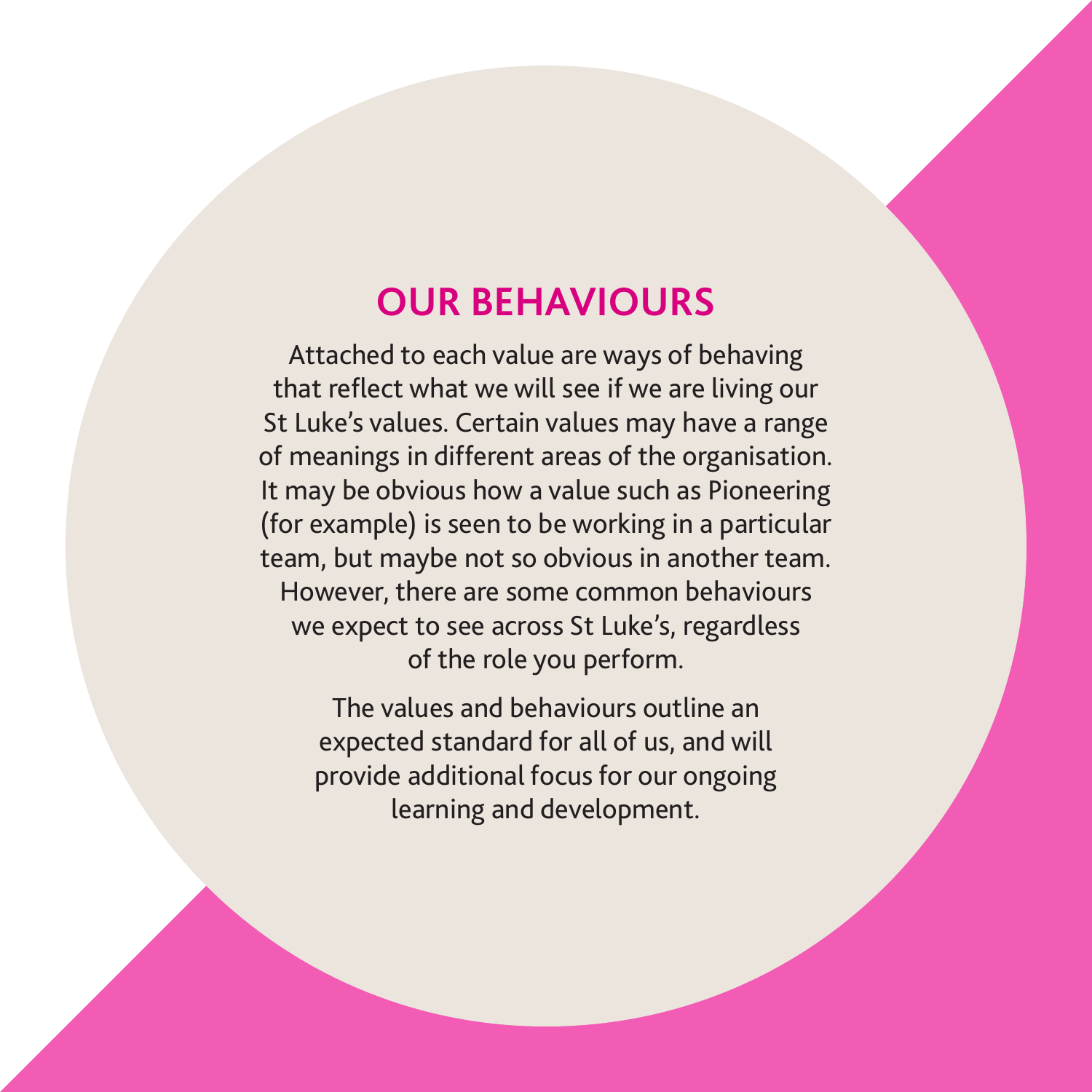# OUR BEHAVIOURS

Attached to each value are ways of behaving that reflect what we will see if we are living our St Luke's values. Certain values may have a range of meanings in different areas of the organisation. It may be obvious how a value such as Pioneering (for example) is seen to be working in a particular team, but maybe not so obvious in another team. However, there are some common behaviours we expect to see across St Luke's, regardless of the role you perform.

The values and behaviours outline an expected standard for all of us, and will provide additional focus for our ongoing learning and development.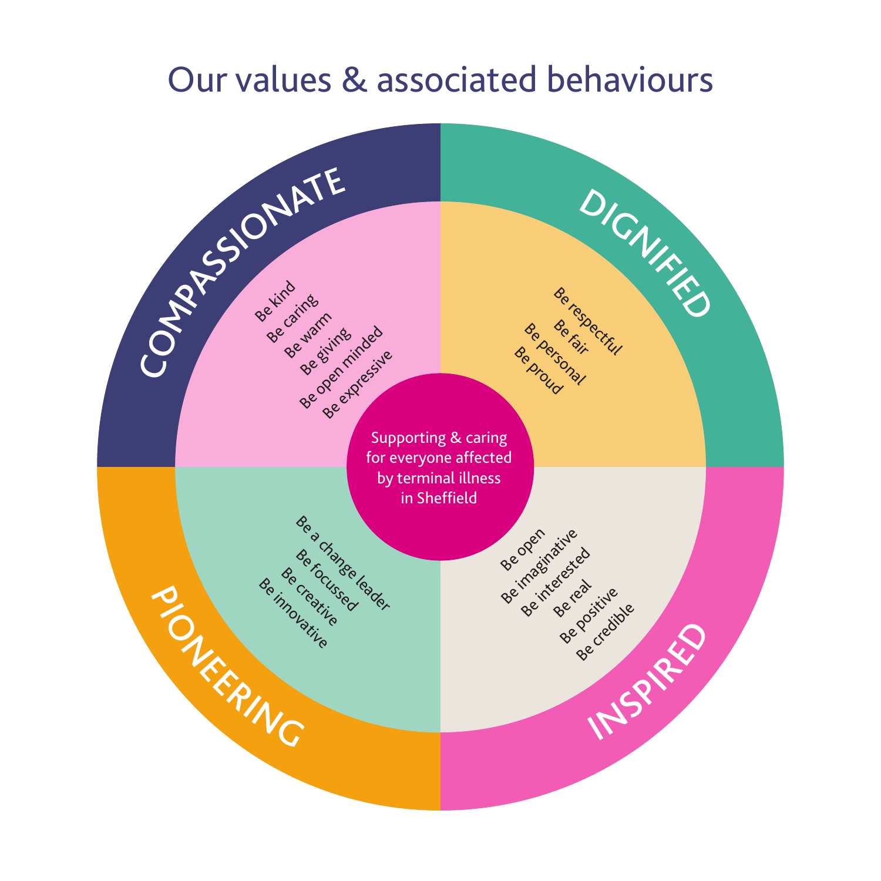# Our values & associated behaviours

Supporting & caring for everyone affected by terminal illness in Sheffield

## COMPASSIONATE

- Be kind
- Be caring
- Be warm
- Be giving
- Be open minded
- Be expressive

## DIGNIFIED

- Be respectful
- Be fair
- Be personal
- Be proud

## PIONEERING

- Be a change leader
- Be focussed
- Be creative
- Be innovative

## INSPIRED

- Be open
- Be imaginative
- Be interested
- Be real
- Be positive
- Be credible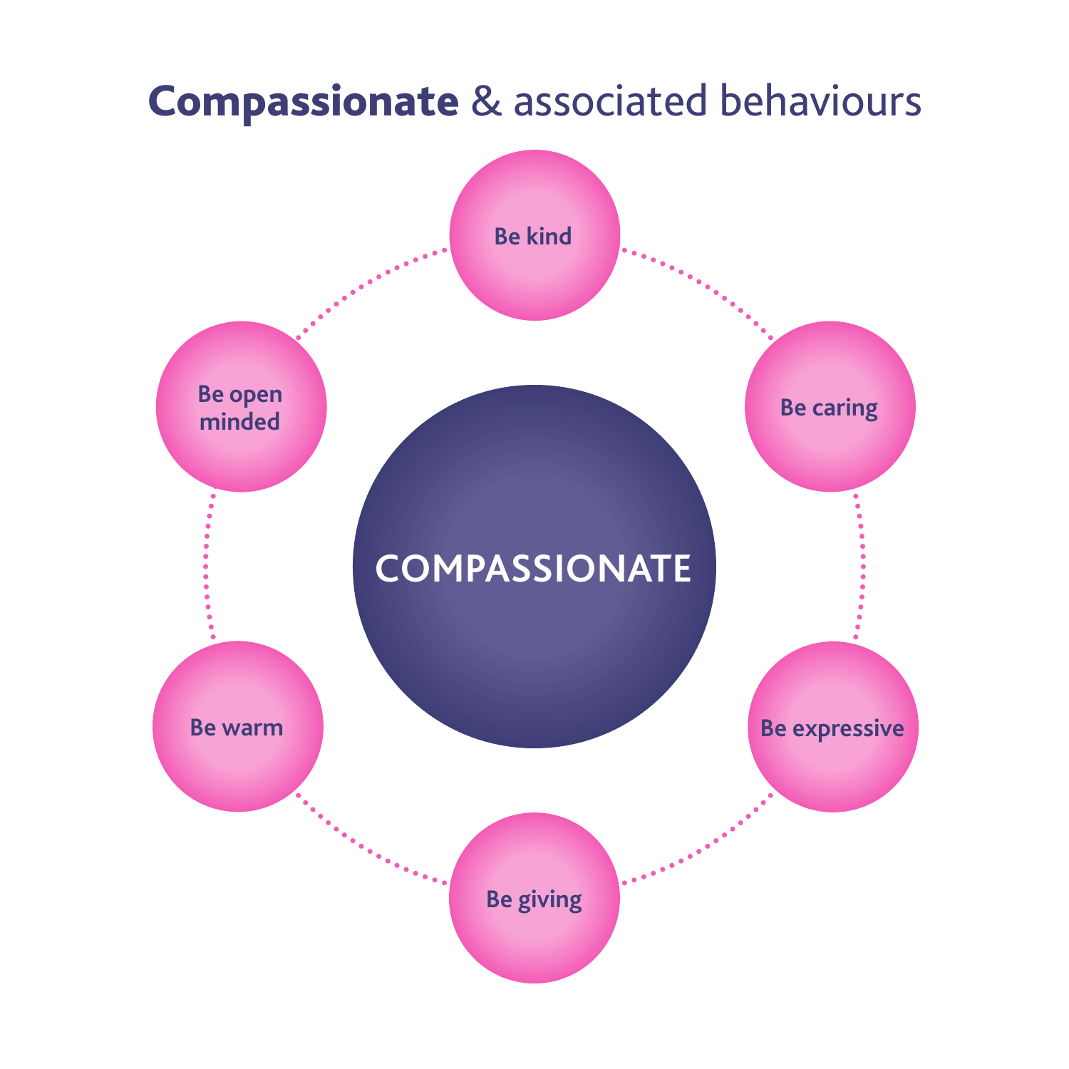# **Compassionate** & associated behaviours

COMPASSIONATE

- Be kind
- Be caring
- Be expressive
- Be giving
- Be warm
- Be open minded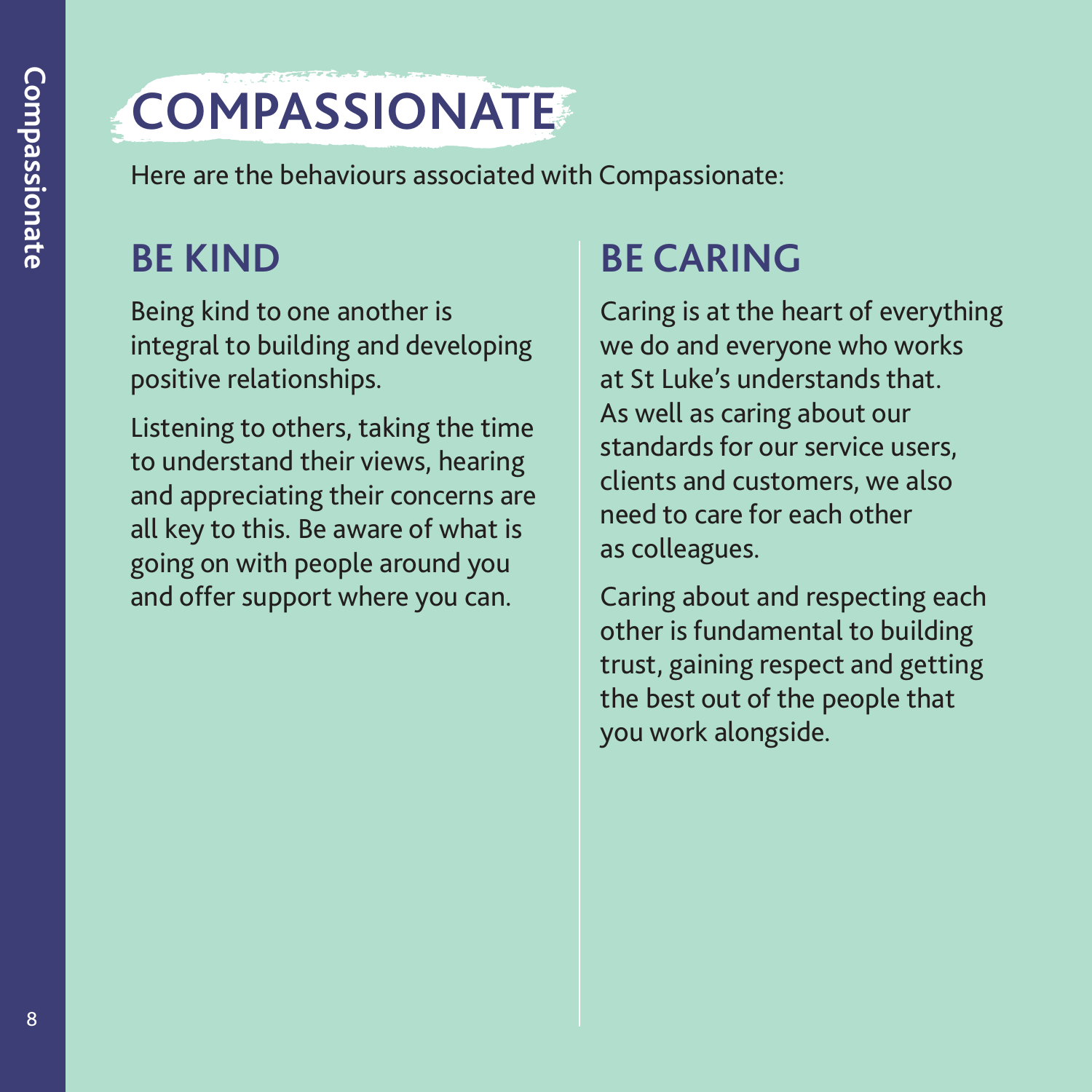# COMPASSIONATE

Here are the behaviours associated with Compassionate:

## BE KIND

Being kind to one another is integral to building and developing positive relationships.

Listening to others, taking the time to understand their views, hearing and appreciating their concerns are all key to this. Be aware of what is going on with people around you and offer support where you can.

## BE CARING

Caring is at the heart of everything we do and everyone who works at St Luke's understands that. As well as caring about our standards for our service users, clients and customers, we also need to care for each other as colleagues.

Caring about and respecting each other is fundamental to building trust, gaining respect and getting the best out of the people that you work alongside.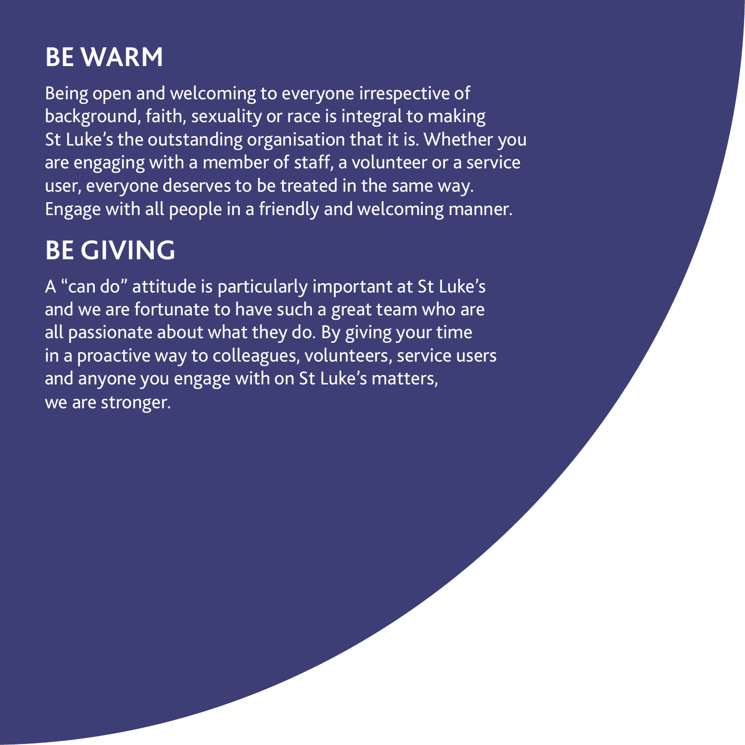## BE WARM

Being open and welcoming to everyone irrespective of background, faith, sexuality or race is integral to making St Luke's the outstanding organisation that it is. Whether you are engaging with a member of staff, a volunteer or a service user, everyone deserves to be treated in the same way. Engage with all people in a friendly and welcoming manner.

## BE GIVING

A "can do" attitude is particularly important at St Luke's and we are fortunate to have such a great team who are all passionate about what they do. By giving your time in a proactive way to colleagues, volunteers, service users and anyone you engage with on St Luke's matters, we are stronger.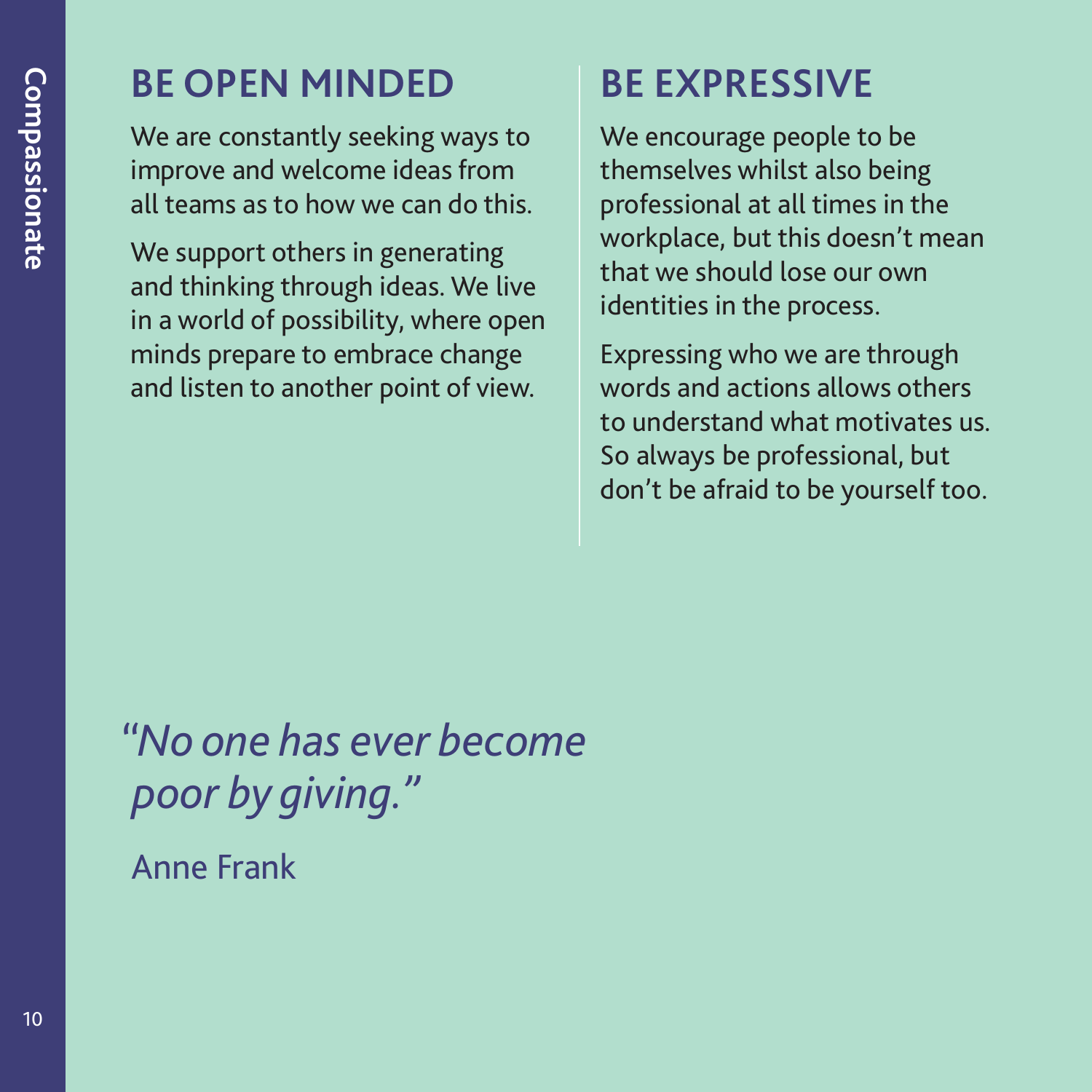## BE OPEN MINDED

We are constantly seeking ways to improve and welcome ideas from all teams as to how we can do this.

We support others in generating and thinking through ideas. We live in a world of possibility, where open minds prepare to embrace change and listen to another point of view.

## BE EXPRESSIVE

We encourage people to be themselves whilst also being professional at all times in the workplace, but this doesn't mean that we should lose our own identities in the process.

Expressing who we are through words and actions allows others to understand what motivates us. So always be professional, but don't be afraid to be yourself too.

*"No one has ever become poor by giving."*

Anne Frank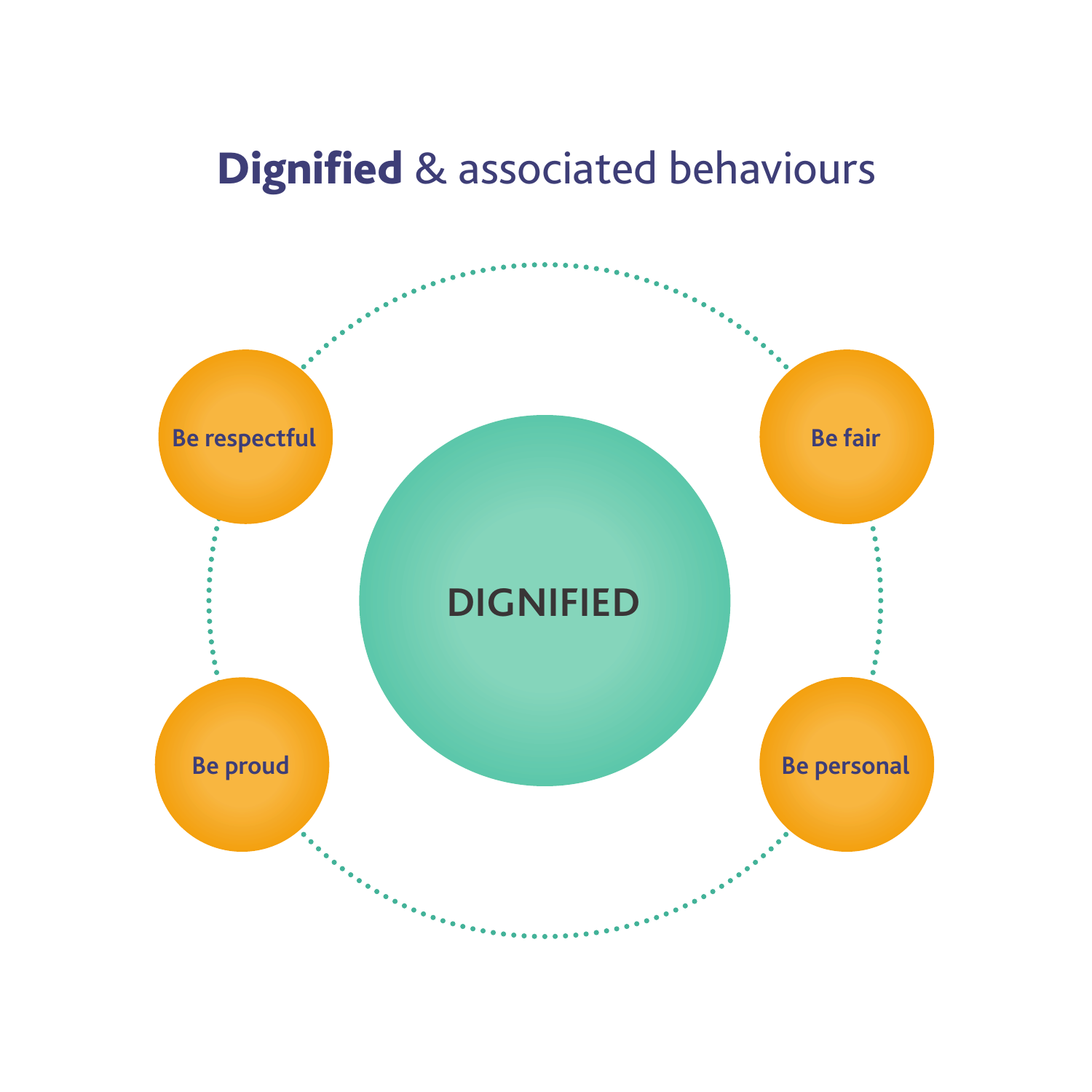# **Dignified** & associated behaviours

DIGNIFIED

- Be respectful
- Be fair
- Be proud
- Be personal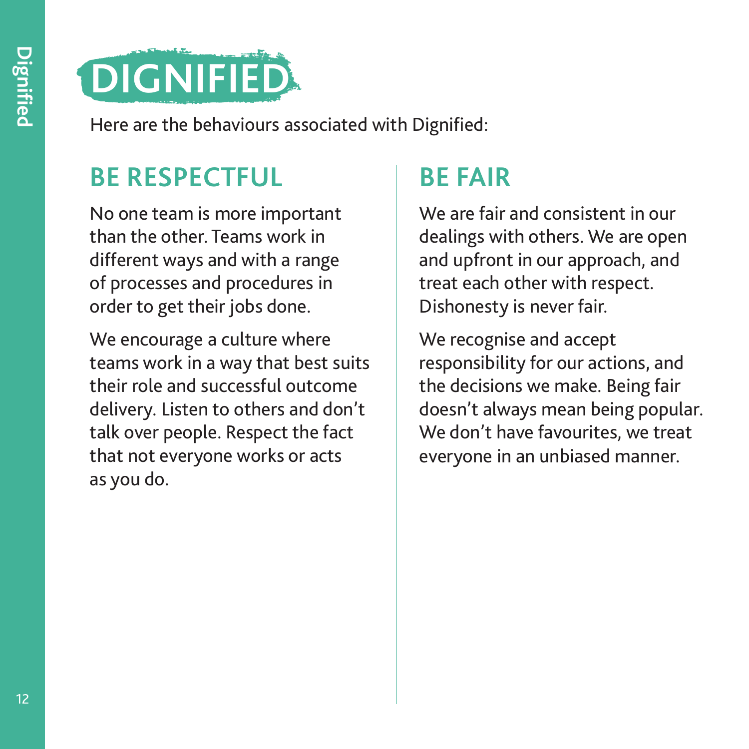# DIGNIFIED

Here are the behaviours associated with Dignified:

## BE RESPECTFUL

No one team is more important than the other. Teams work in different ways and with a range of processes and procedures in order to get their jobs done.

We encourage a culture where teams work in a way that best suits their role and successful outcome delivery. Listen to others and don't talk over people. Respect the fact that not everyone works or acts as you do.

## BE FAIR

We are fair and consistent in our dealings with others. We are open and upfront in our approach, and treat each other with respect. Dishonesty is never fair.

We recognise and accept responsibility for our actions, and the decisions we make. Being fair doesn't always mean being popular. We don't have favourites, we treat everyone in an unbiased manner.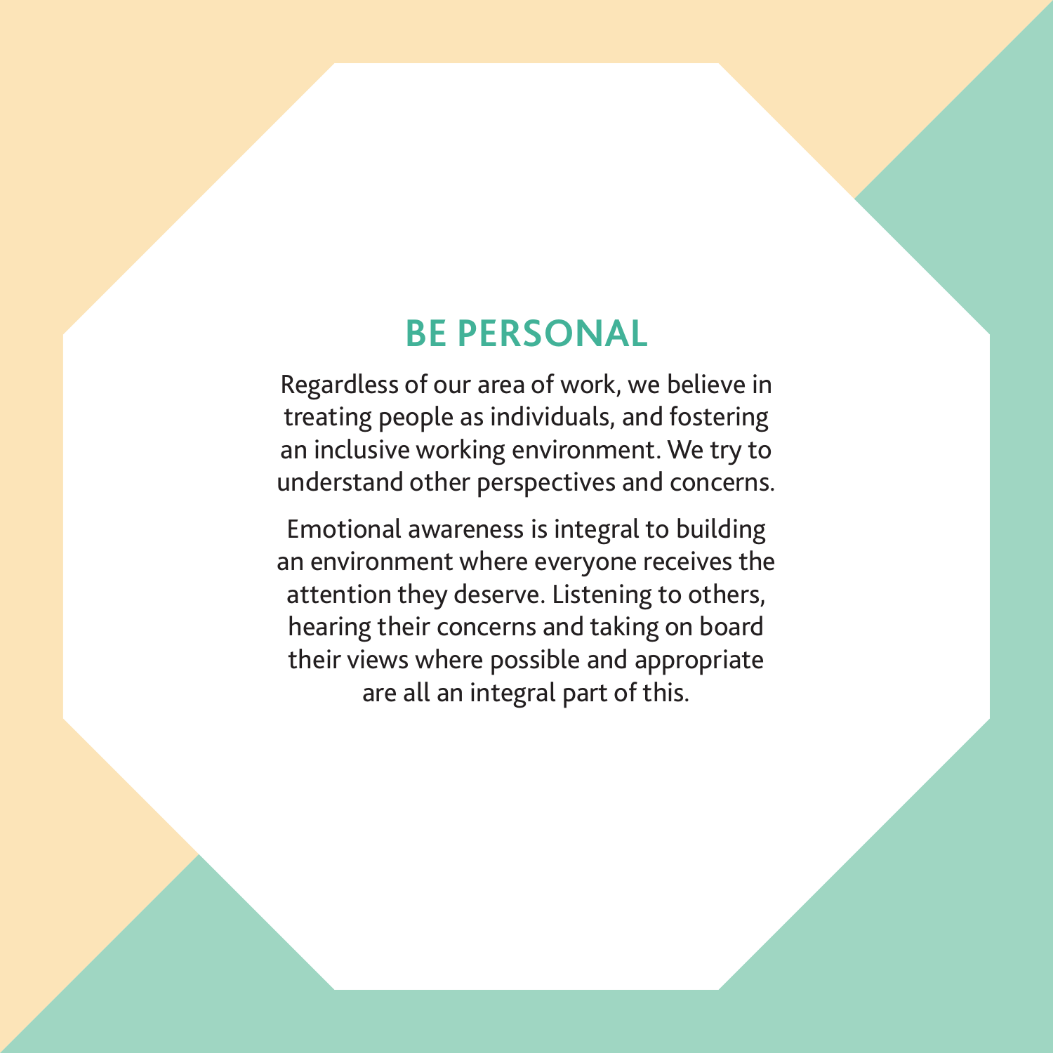## BE PERSONAL

Regardless of our area of work, we believe in treating people as individuals, and fostering an inclusive working environment. We try to understand other perspectives and concerns.

Emotional awareness is integral to building an environment where everyone receives the attention they deserve. Listening to others, hearing their concerns and taking on board their views where possible and appropriate are all an integral part of this.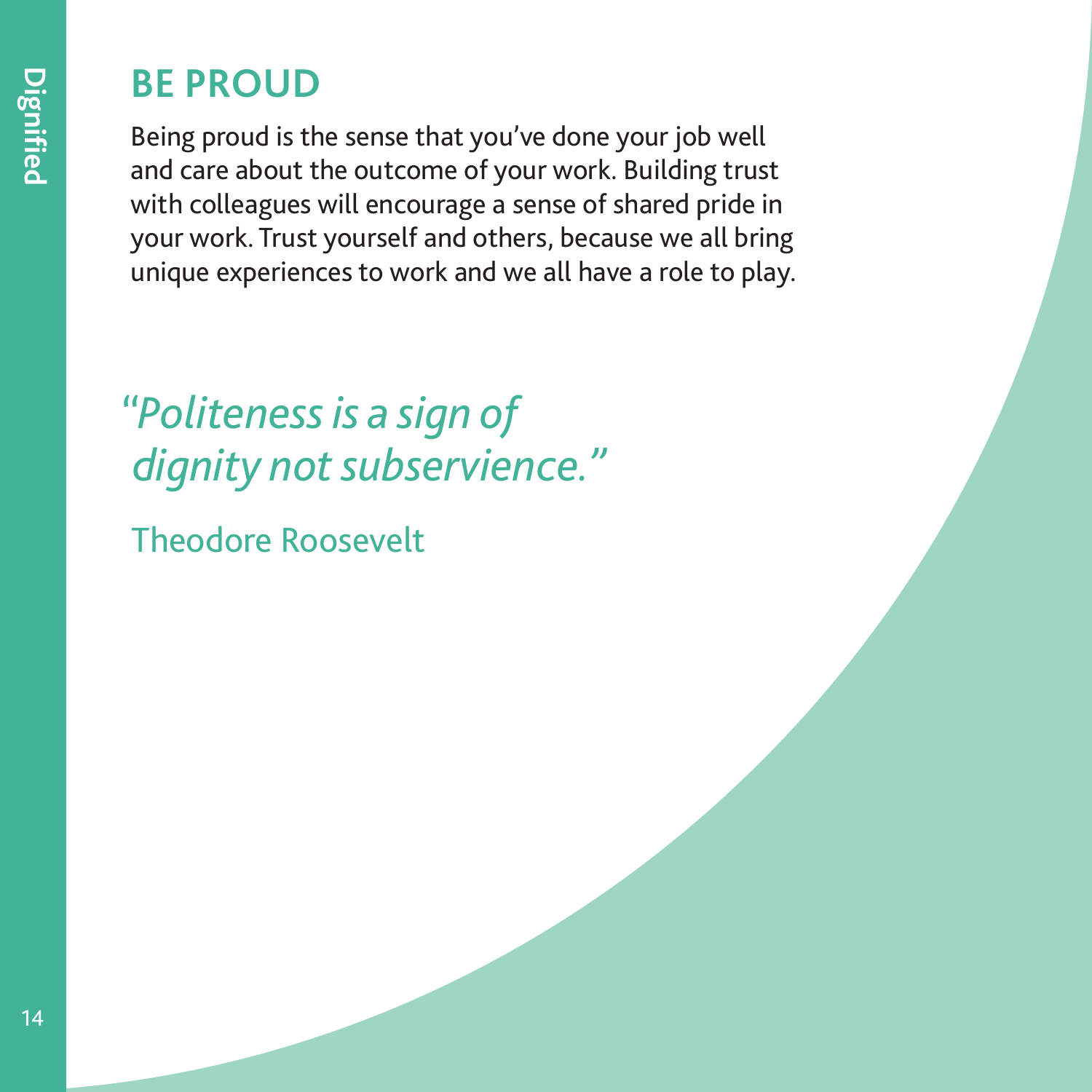## BE PROUD

Being proud is the sense that you've done your job well and care about the outcome of your work. Building trust with colleagues will encourage a sense of shared pride in your work. Trust yourself and others, because we all bring unique experiences to work and we all have a role to play.

*"Politeness is a sign of dignity not subservience."*

Theodore Roosevelt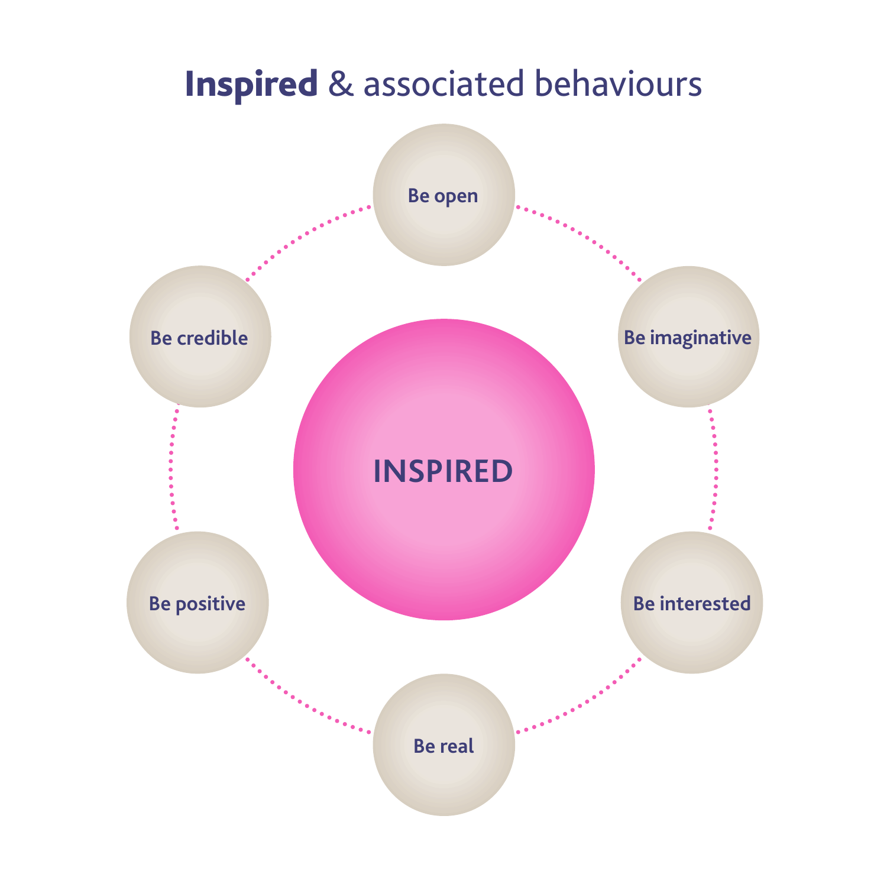# **Inspired** & associated behaviours

INSPIRED

- Be open
- Be imaginative
- Be interested
- Be real
- Be positive
- Be credible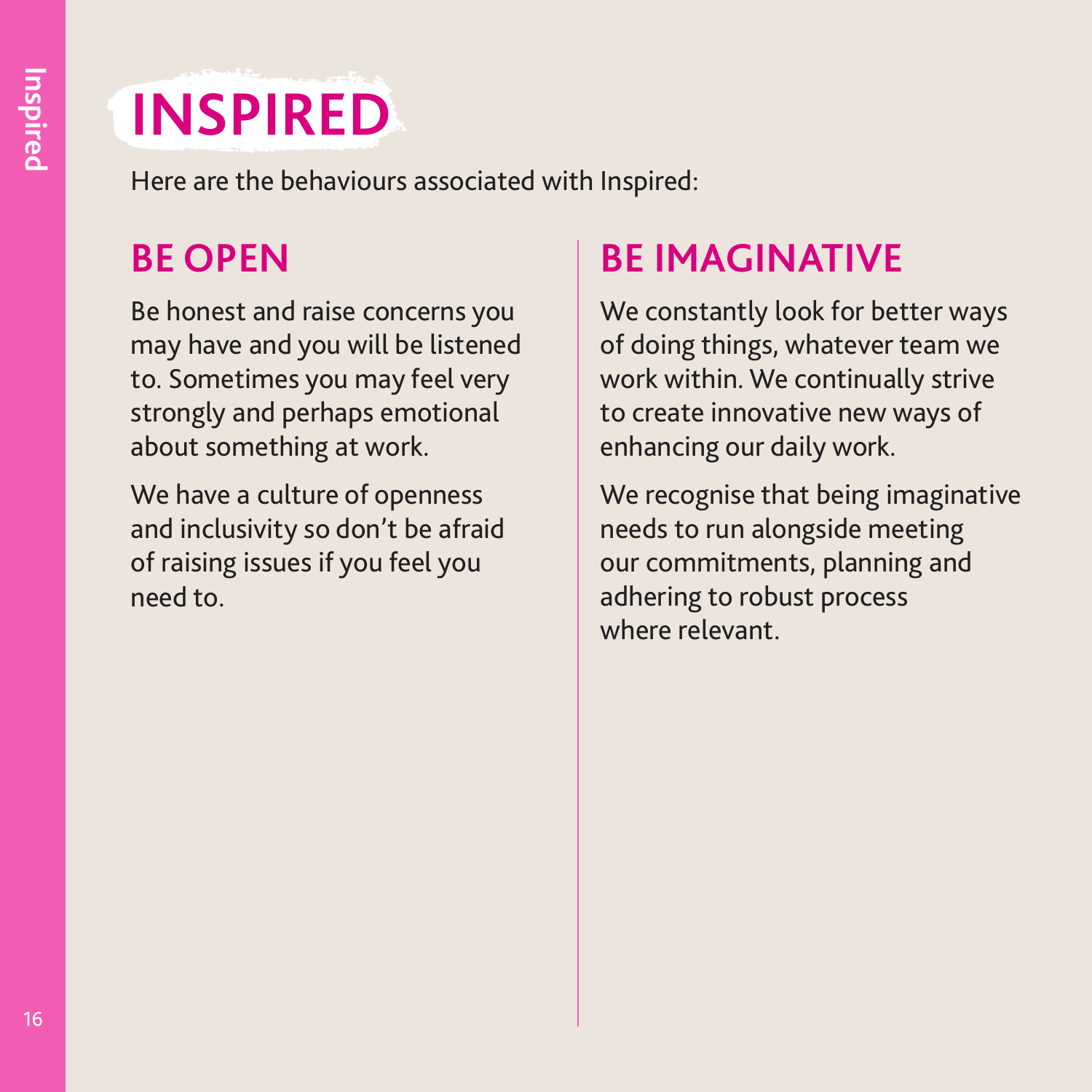# INSPIRED

Here are the behaviours associated with Inspired:

## BE OPEN

Be honest and raise concerns you may have and you will be listened to. Sometimes you may feel very strongly and perhaps emotional about something at work.

We have a culture of openness and inclusivity so don't be afraid of raising issues if you feel you need to.

## BE IMAGINATIVE

We constantly look for better ways of doing things, whatever team we work within. We continually strive to create innovative new ways of enhancing our daily work.

We recognise that being imaginative needs to run alongside meeting our commitments, planning and adhering to robust process where relevant.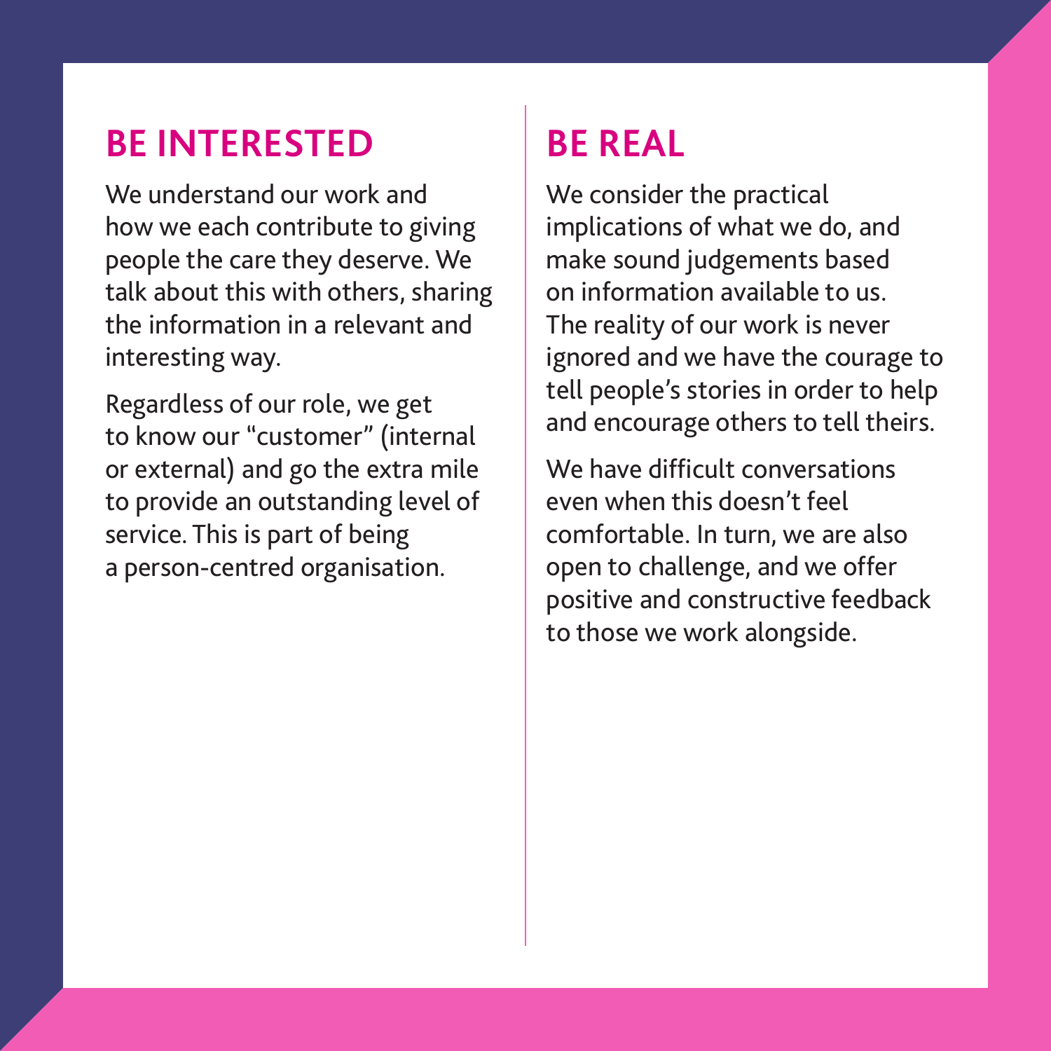## BE INTERESTED

We understand our work and how we each contribute to giving people the care they deserve. We talk about this with others, sharing the information in a relevant and interesting way.

Regardless of our role, we get to know our "customer" (internal or external) and go the extra mile to provide an outstanding level of service. This is part of being a person-centred organisation.

## BE REAL

We consider the practical implications of what we do, and make sound judgements based on information available to us. The reality of our work is never ignored and we have the courage to tell people's stories in order to help and encourage others to tell theirs.

We have difficult conversations even when this doesn't feel comfortable. In turn, we are also open to challenge, and we offer positive and constructive feedback to those we work alongside.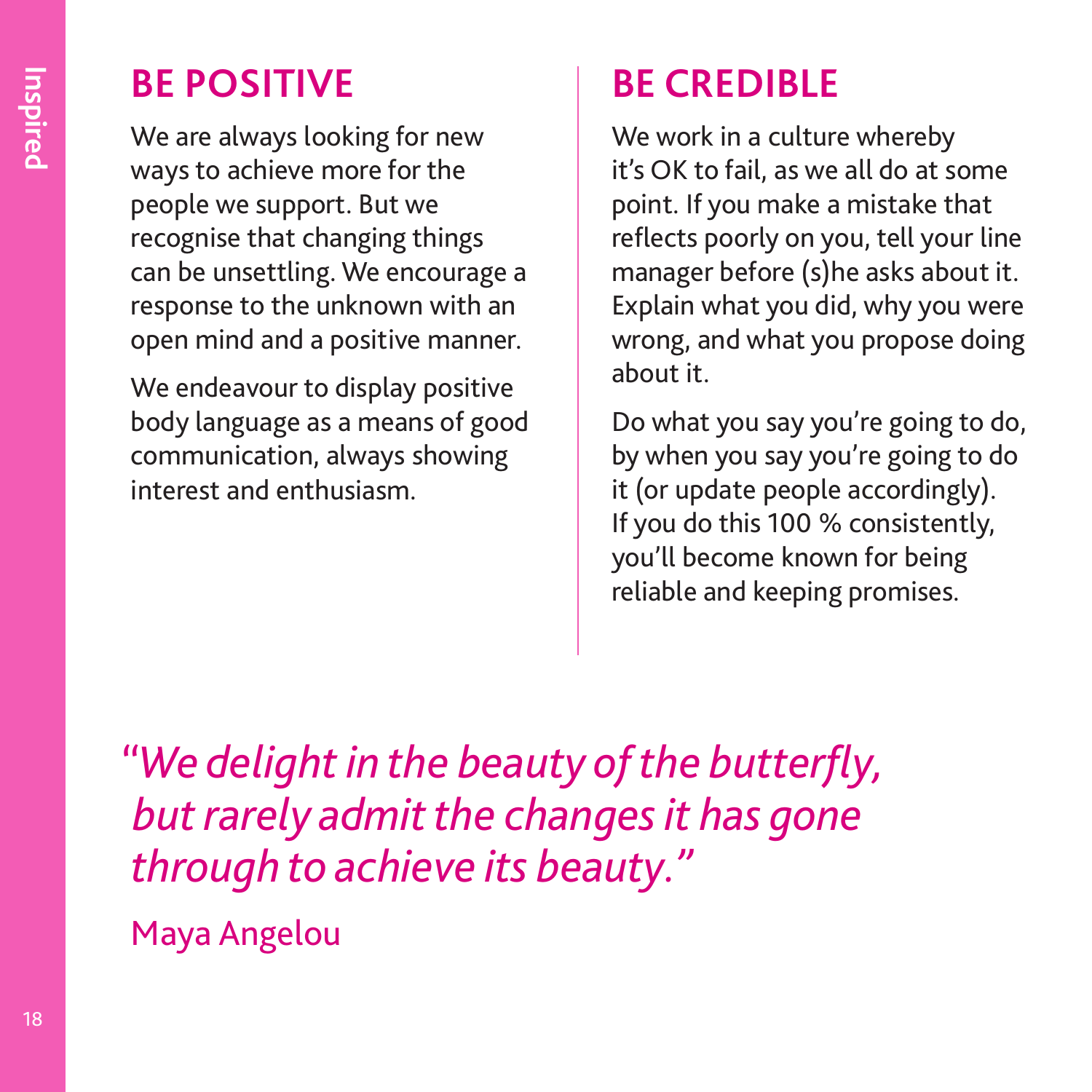## BE POSITIVE

We are always looking for new ways to achieve more for the people we support. But we recognise that changing things can be unsettling. We encourage a response to the unknown with an open mind and a positive manner.

We endeavour to display positive body language as a means of good communication, always showing interest and enthusiasm.

## BE CREDIBLE

We work in a culture whereby it's OK to fail, as we all do at some point. If you make a mistake that reflects poorly on you, tell your line manager before (s)he asks about it. Explain what you did, why you were wrong, and what you propose doing about it.

Do what you say you're going to do, by when you say you're going to do it (or update people accordingly). If you do this 100 % consistently, you'll become known for being reliable and keeping promises.

*"We delight in the beauty of the butterfly, but rarely admit the changes it has gone through to achieve its beauty."*

Maya Angelou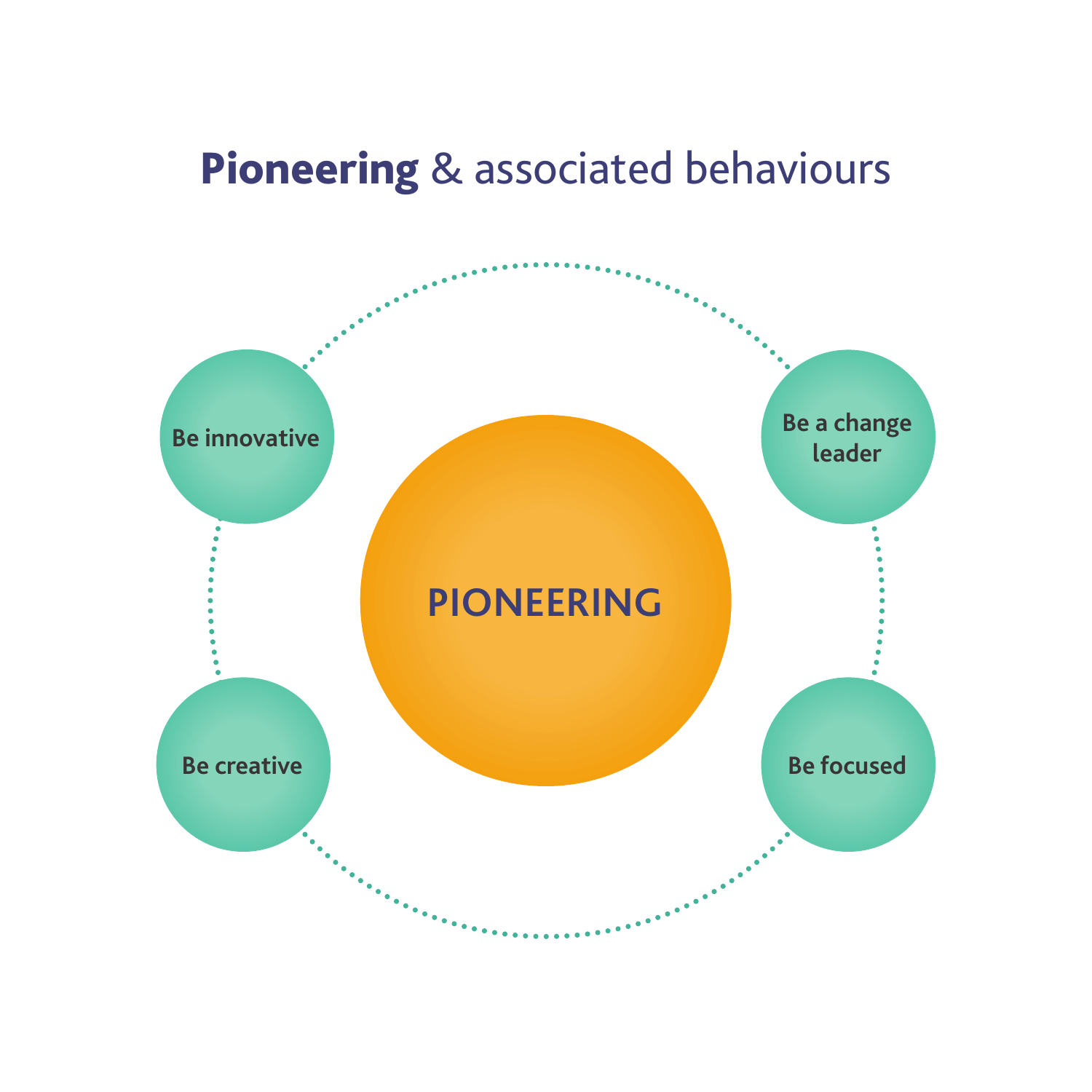# **Pioneering** & associated behaviours

PIONEERING

- Be innovative
- Be a change leader
- Be creative
- Be focused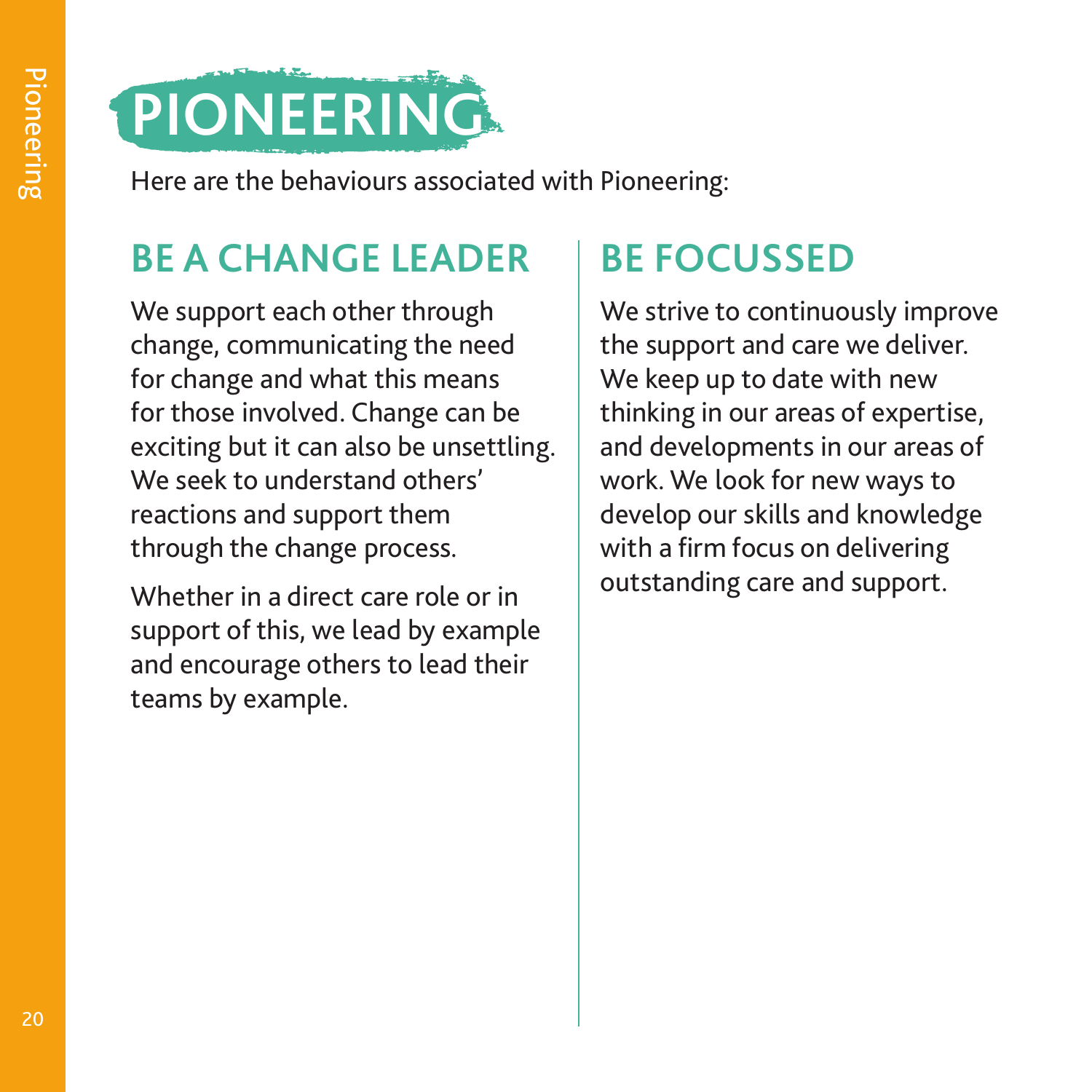# PIONEERING

Here are the behaviours associated with Pioneering:

## BE A CHANGE LEADER

We support each other through change, communicating the need for change and what this means for those involved. Change can be exciting but it can also be unsettling. We seek to understand others' reactions and support them through the change process.

Whether in a direct care role or in support of this, we lead by example and encourage others to lead their teams by example.

## BE FOCUSSED

We strive to continuously improve the support and care we deliver. We keep up to date with new thinking in our areas of expertise, and developments in our areas of work. We look for new ways to develop our skills and knowledge with a firm focus on delivering outstanding care and support.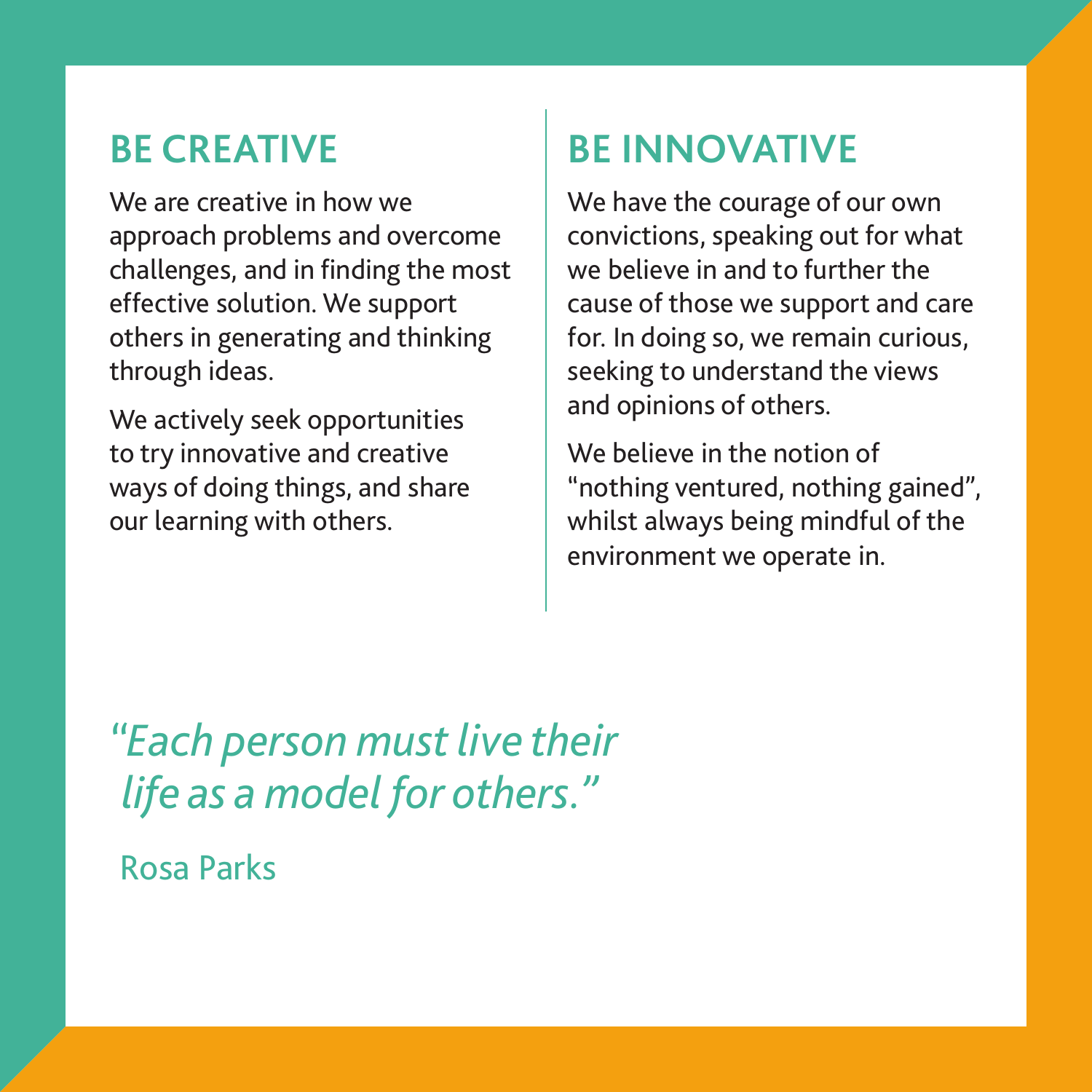## BE CREATIVE

We are creative in how we approach problems and overcome challenges, and in finding the most effective solution. We support others in generating and thinking through ideas.

We actively seek opportunities to try innovative and creative ways of doing things, and share our learning with others.

## BE INNOVATIVE

We have the courage of our own convictions, speaking out for what we believe in and to further the cause of those we support and care for. In doing so, we remain curious, seeking to understand the views and opinions of others.

We believe in the notion of "nothing ventured, nothing gained", whilst always being mindful of the environment we operate in.

*"Each person must live their life as a model for others."*

Rosa Parks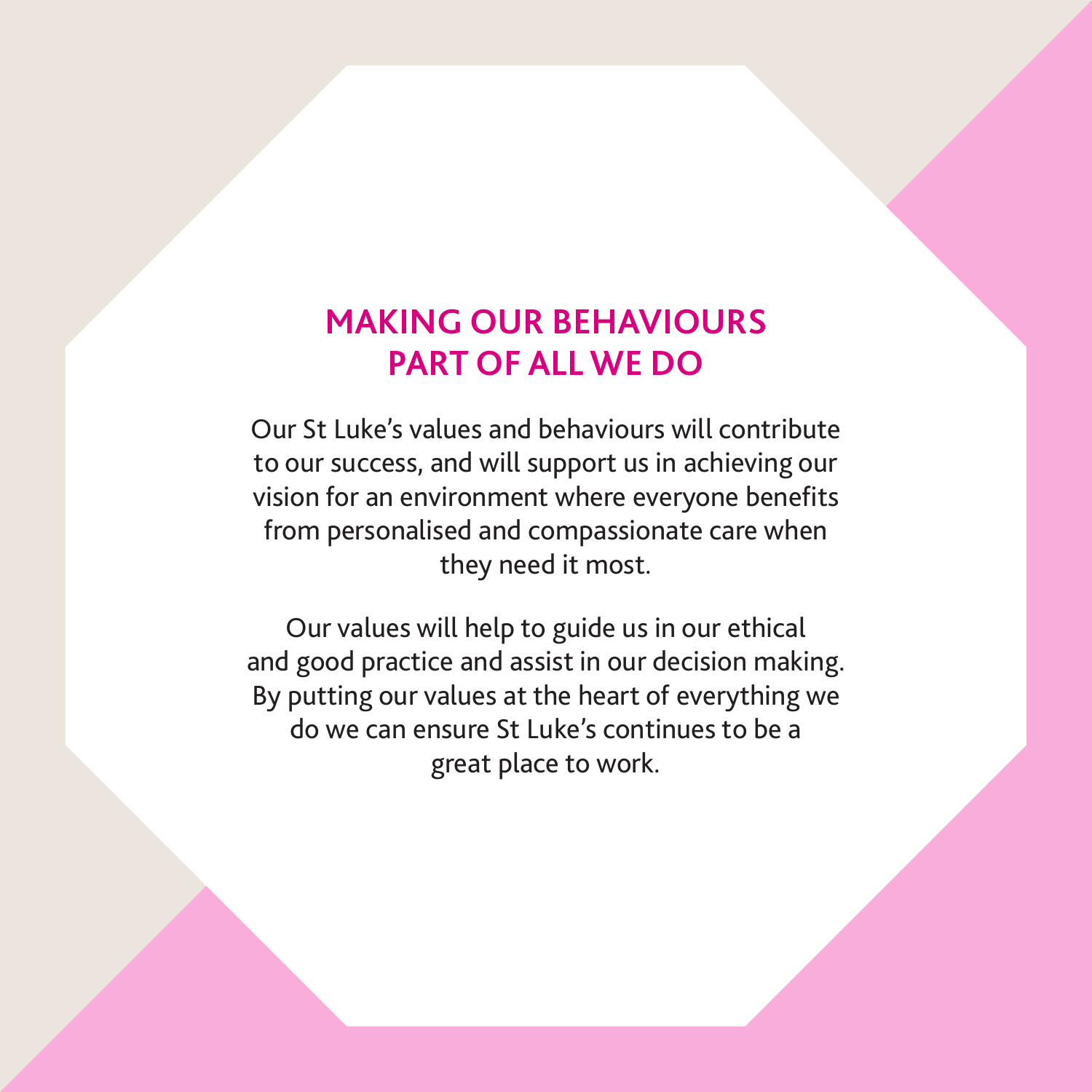# MAKING OUR BEHAVIOURS PART OF ALL WE DO

Our St Luke's values and behaviours will contribute to our success, and will support us in achieving our vision for an environment where everyone benefits from personalised and compassionate care when they need it most.

Our values will help to guide us in our ethical and good practice and assist in our decision making. By putting our values at the heart of everything we do we can ensure St Luke's continues to be a great place to work.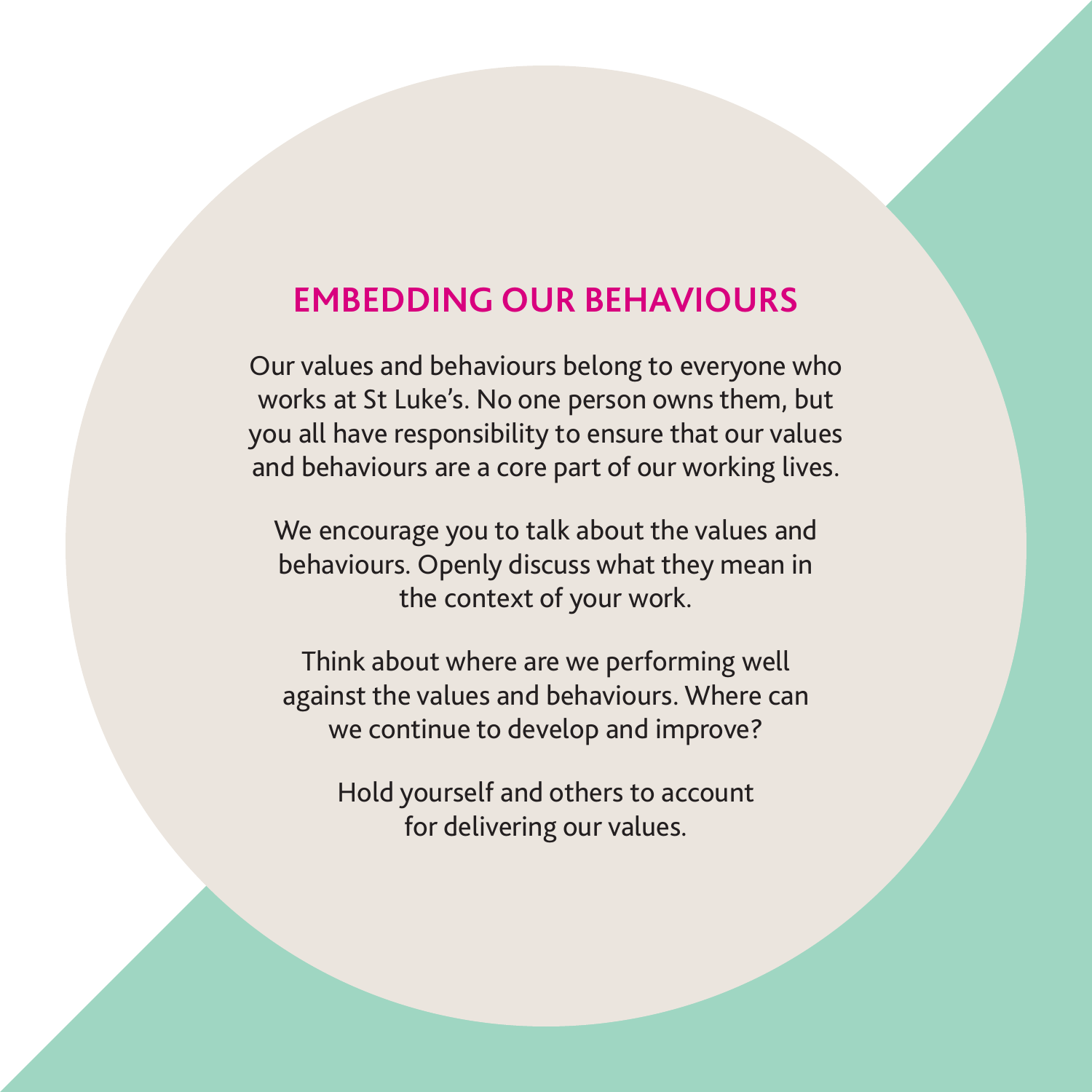## EMBEDDING OUR BEHAVIOURS

Our values and behaviours belong to everyone who works at St Luke's. No one person owns them, but you all have responsibility to ensure that our values and behaviours are a core part of our working lives.

We encourage you to talk about the values and behaviours. Openly discuss what they mean in the context of your work.

Think about where are we performing well against the values and behaviours. Where can we continue to develop and improve?

Hold yourself and others to account for delivering our values.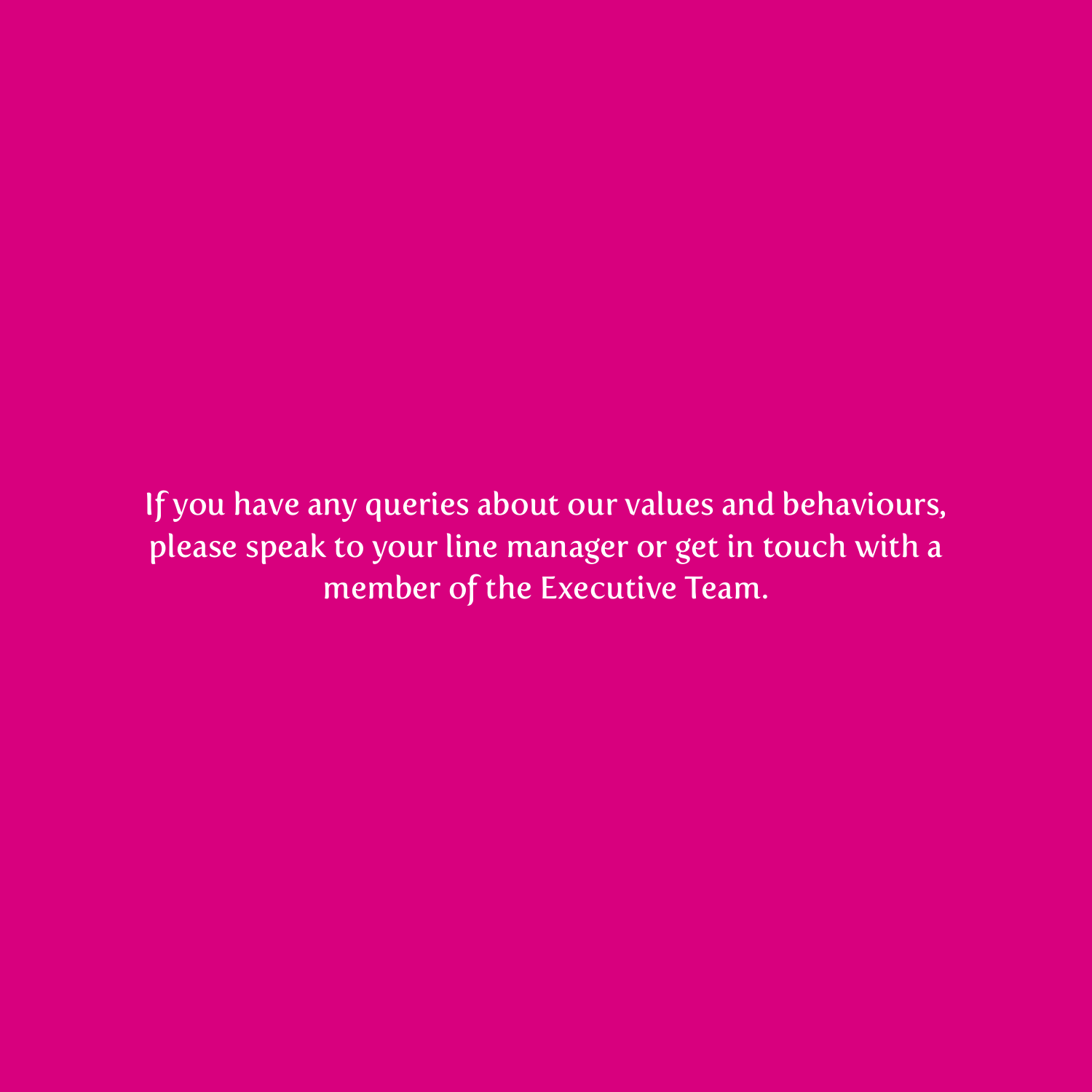If you have any queries about our values and behaviours, please speak to your line manager or get in touch with a member of the Executive Team.